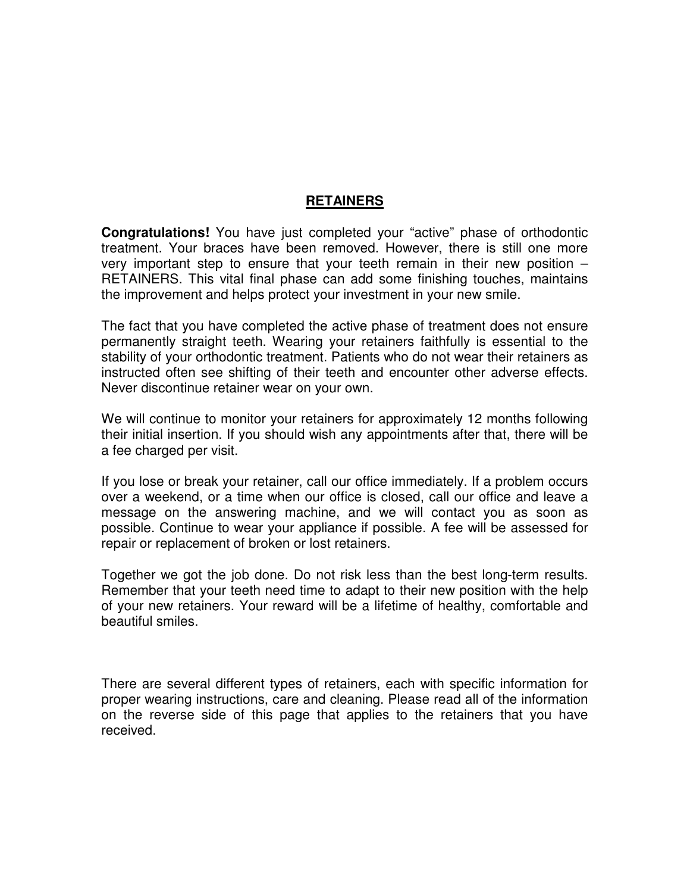# RETAINERS

**Congratulations!** You have just completed your "active" phase of orthodontic treatment. Your braces have been removed. However, there is still one more very important step to ensure that your teeth remain in their new position – RETAINERS. This vital final phase can add some finishing touches, maintains the improvement and helps protect your investment in your new smile.

The fact that you have completed the active phase of treatment does not ensure permanently straight teeth. Wearing your retainers faithfully is essential to the stability of your orthodontic treatment. Patients who do not wear their retainers as instructed often see shifting of their teeth and encounter other adverse effects. Never discontinue retainer wear on your own.

We will continue to monitor your retainers for approximately 12 months following their initial insertion. If you should wish any appointments after that, there will be a fee charged per visit.

If you lose or break your retainer, call our office immediately. If a problem occurs over a weekend, or a time when our office is closed, call our office and leave a message on the answering machine, and we will contact you as soon as possible. Continue to wear your appliance if possible. A fee will be assessed for repair or replacement of broken or lost retainers.

Together we got the job done. Do not risk less than the best long-term results. Remember that your teeth need time to adapt to their new position with the help of your new retainers. Your reward will be a lifetime of healthy, comfortable and beautiful smiles.

There are several different types of retainers, each with specific information for proper wearing instructions, care and cleaning. Please read all of the information on the reverse side of this page that applies to the retainers that you have received.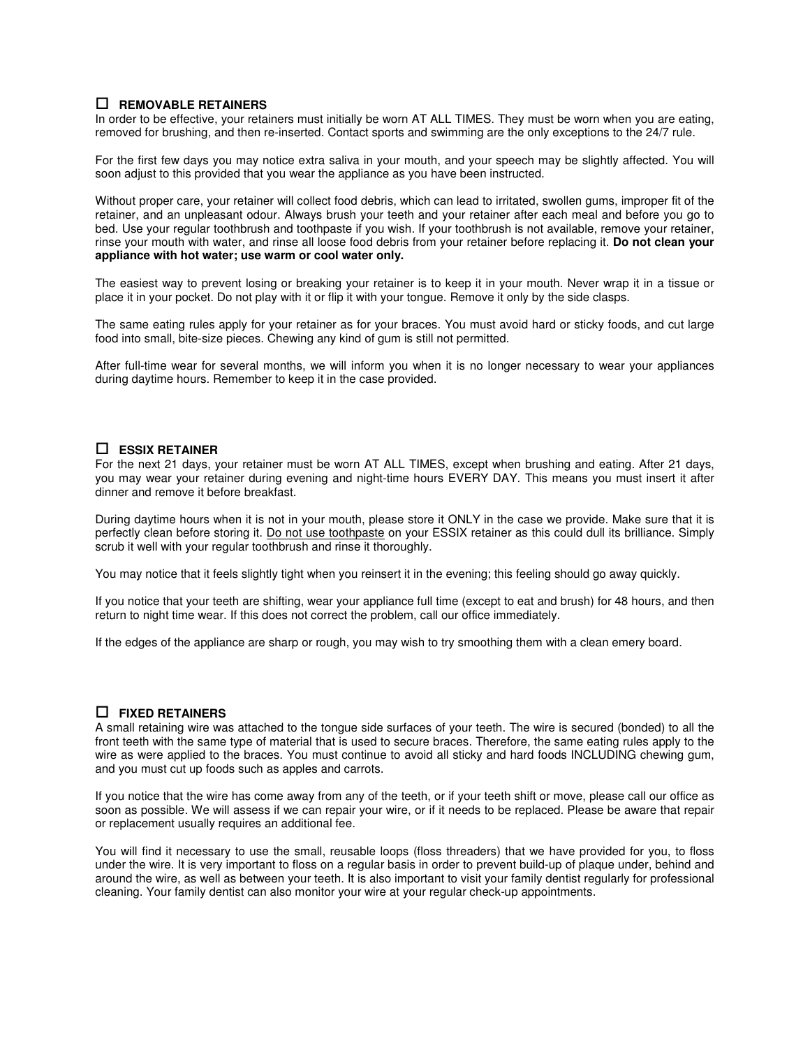## ☐ REMOVABLE RETAINERS

In order to be effective, your retainers must initially be worn AT ALL TIMES. They must be worn when you are eating, removed for brushing, and then re-inserted. Contact sports and swimming are the only exceptions to the 24/7 rule.

For the first few days you may notice extra saliva in your mouth, and your speech may be slightly affected. You will soon adjust to this provided that you wear the appliance as you have been instructed.

Without proper care, your retainer will collect food debris, which can lead to irritated, swollen gums, improper fit of the retainer, and an unpleasant odour. Always brush your teeth and your retainer after each meal and before you go to bed. Use your regular toothbrush and toothpaste if you wish. If your toothbrush is not available, remove your retainer, rinse your mouth with water, and rinse all loose food debris from your retainer before replacing it. **Do not clean your appliance with hot water; use warm or cool water only.**

The easiest way to prevent losing or breaking your retainer is to keep it in your mouth. Never wrap it in a tissue or place it in your pocket. Do not play with it or flip it with your tongue. Remove it only by the side clasps.

The same eating rules apply for your retainer as for your braces. You must avoid hard or sticky foods, and cut large food into small, bite-size pieces. Chewing any kind of gum is still not permitted.

After full-time wear for several months, we will inform you when it is no longer necessary to wear your appliances during daytime hours. Remember to keep it in the case provided.

## ☐ ESSIX RETAINER

For the next 21 days, your retainer must be worn AT ALL TIMES, except when brushing and eating. After 21 days, you may wear your retainer during evening and night-time hours EVERY DAY. This means you must insert it after dinner and remove it before breakfast.

During daytime hours when it is not in your mouth, please store it ONLY in the case we provide. Make sure that it is perfectly clean before storing it. <u>Do not use toothpaste</u> on your ESSIX retainer as this could dull its brilliance. Simply scrub it well with your regular toothbrush and rinse it thoroughly.

You may notice that it feels slightly tight when you reinsert it in the evening; this feeling should go away quickly.

If you notice that your teeth are shifting, wear your appliance full time (except to eat and brush) for 48 hours, and then return to night time wear. If this does not correct the problem, call our office immediately.

If the edges of the appliance are sharp or rough, you may wish to try smoothing them with a clean emery board.

## ☐ FIXED RETAINERS

A small retaining wire was attached to the tongue side surfaces of your teeth. The wire is secured (bonded) to all the front teeth with the same type of material that is used to secure braces. Therefore, the same eating rules apply to the wire as were applied to the braces. You must continue to avoid all sticky and hard foods INCLUDING chewing gum, and you must cut up foods such as apples and carrots.

If you notice that the wire has come away from any of the teeth, or if your teeth shift or move, please call our office as soon as possible. We will assess if we can repair your wire, or if it needs to be replaced. Please be aware that repair or replacement usually requires an additional fee.

You will find it necessary to use the small, reusable loops (floss threaders) that we have provided for you, to floss under the wire. It is very important to floss on a regular basis in order to prevent build-up of plaque under, behind and around the wire, as well as between your teeth. It is also important to visit your family dentist regularly for professional cleaning. Your family dentist can also monitor your wire at your regular check-up appointments.